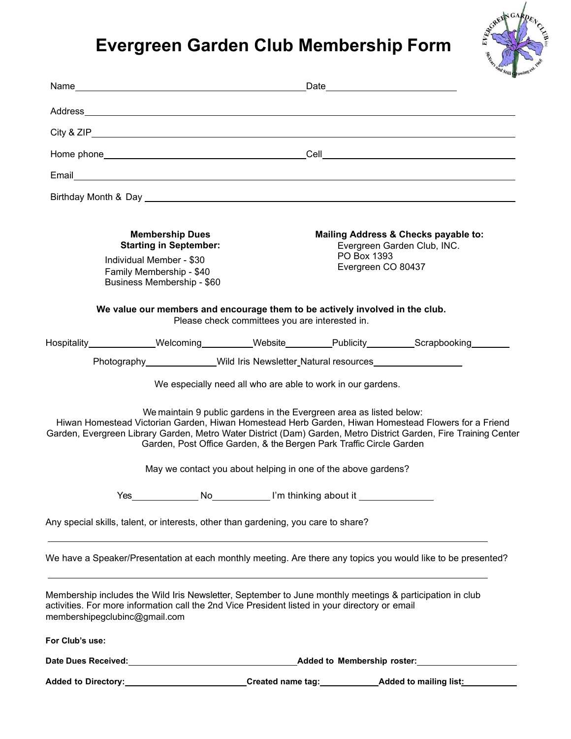# Evergreen Garden Club Membership Form

Name\_\_\_\_\_\_\_\_\_\_\_\_\_\_\_\_\_\_\_\_\_\_\_\_\_\_\_\_\_\_\_\_\_\_\_\_\_\_\_\_\_\_\_\_Date\_\_\_\_\_\_\_\_\_\_\_\_\_\_\_\_\_\_\_\_\_\_\_\_\_\_

Address\_\_\_\_\_\_\_\_\_\_\_\_\_\_\_\_\_\_\_\_\_\_\_\_\_\_\_\_\_\_\_\_\_\_\_\_\_\_\_\_\_\_\_\_\_\_\_\_\_\_\_\_\_\_\_\_\_\_\_\_\_\_\_\_\_\_\_\_\_\_\_\_\_\_\_\_\_\_\_\_\_\_\_\_

City & ZIP\_\_\_\_\_\_\_\_\_\_\_\_\_\_\_\_\_\_\_\_\_\_\_\_\_\_\_\_\_\_\_\_\_\_\_\_\_\_\_\_\_\_\_\_\_\_\_\_\_\_\_\_\_\_\_\_\_\_\_\_\_\_\_\_\_\_\_\_\_\_\_\_\_\_\_\_\_\_\_\_\_\_\_\_

Home phone\_\_\_\_\_\_\_\_\_\_\_\_\_\_\_\_\_\_\_\_\_\_\_\_\_\_\_\_\_\_\_\_\_\_\_\_\_\_\_\_Cell\_\_\_\_\_\_\_\_\_\_\_\_\_\_\_\_\_\_\_\_\_\_\_\_\_\_\_\_\_\_\_\_\_\_\_\_\_\_

Email\_\_\_\_\_\_\_\_\_\_\_\_\_\_\_\_\_\_\_\_\_\_\_\_\_\_\_\_\_\_\_\_\_\_\_\_\_\_\_\_\_\_\_\_\_\_\_\_\_\_\_\_\_\_\_\_\_\_\_\_\_\_\_\_\_\_\_\_\_\_\_\_\_\_\_\_\_\_\_\_\_\_\_\_\_\_\_

Birthday Month & Day \_\_\_\_\_\_\_\_\_\_\_\_\_\_\_\_\_\_\_\_\_\_\_\_\_\_\_\_\_\_\_\_\_\_\_\_\_\_\_\_\_\_\_\_\_\_\_\_\_\_\_\_\_\_\_\_\_\_\_\_\_\_\_\_\_\_\_\_\_\_\_\_\_\_\_

**Membership Dues Starting in September:**

Individual Member - $30
Family Membership - $40
Business Membership - $60

**Mailing Address & Checks payable to:**

Evergreen Garden Club, INC.
PO Box 1393
Evergreen CO 80437

**We value our members and encourage them to be actively involved in the club.**
Please check committees you are interested in.

Hospitality\_\_\_\_\_\_\_\_\_\_\_\_\_Welcoming\_\_\_\_\_\_\_\_\_\_Website\_\_\_\_\_\_\_\_\_Publicity\_\_\_\_\_\_\_\_\_Scrapbooking\_\_\_\_\_\_\_\_

Photography\_\_\_\_\_\_\_\_\_\_\_\_\_\_Wild Iris Newsletter\_Natural resources\_\_\_\_\_\_\_\_\_\_\_\_\_\_\_\_\_\_

We especially need all who are able to work in our gardens.

We maintain 9 public gardens in the Evergreen area as listed below:
Hiwan Homestead Victorian Garden, Hiwan Homestead Herb Garden, Hiwan Homestead Flowers for a Friend Garden, Evergreen Library Garden, Metro Water District (Dam) Garden, Metro District Garden, Fire Training Center Garden, Post Office Garden, & the Bergen Park Traffic Circle Garden

May we contact you about helping in one of the above gardens?

Yes\_\_\_\_\_\_\_\_\_\_\_\_\_ No\_\_\_\_\_\_\_\_\_\_\_ I'm thinking about it \_\_\_\_\_\_\_\_\_\_\_\_\_\_\_

Any special skills, talent, or interests, other than gardening, you care to share?

\_\_\_\_\_\_\_\_\_\_\_\_\_\_\_\_\_\_\_\_\_\_\_\_\_\_\_\_\_\_\_\_\_\_\_\_\_\_\_\_\_\_\_\_\_\_\_\_\_\_\_\_\_\_\_\_\_\_\_\_\_\_\_\_\_\_\_\_\_\_\_\_\_\_\_\_\_\_\_\_\_\_\_\_\_\_\_\_\_

We have a Speaker/Presentation at each monthly meeting. Are there any topics you would like to be presented?

\_\_\_\_\_\_\_\_\_\_\_\_\_\_\_\_\_\_\_\_\_\_\_\_\_\_\_\_\_\_\_\_\_\_\_\_\_\_\_\_\_\_\_\_\_\_\_\_\_\_\_\_\_\_\_\_\_\_\_\_\_\_\_\_\_\_\_\_\_\_\_\_\_\_\_\_\_\_\_\_\_\_\_\_\_\_\_\_\_

Membership includes the Wild Iris Newsletter, September to June monthly meetings & participation in club activities. For more information call the 2nd Vice President listed in your directory or email membershipegclubinc@gmail.com

**For Club's use:**

**Date Dues Received:**\_\_\_\_\_\_\_\_\_\_\_\_\_\_\_\_\_\_\_\_\_\_\_\_\_\_\_\_\_\_\_\_\_\_\_**Added to Membership roster:**\_\_\_\_\_\_\_\_\_\_\_\_\_\_\_\_\_\_\_\_\_

**Added to Directory:**\_\_\_\_\_\_\_\_\_\_\_\_\_\_\_\_\_\_\_\_\_\_\_\_\_\_**Created name tag:**\_\_\_\_\_\_\_\_\_\_\_\_**Added to mailing list:**\_\_\_\_\_\_\_\_\_\_\_\_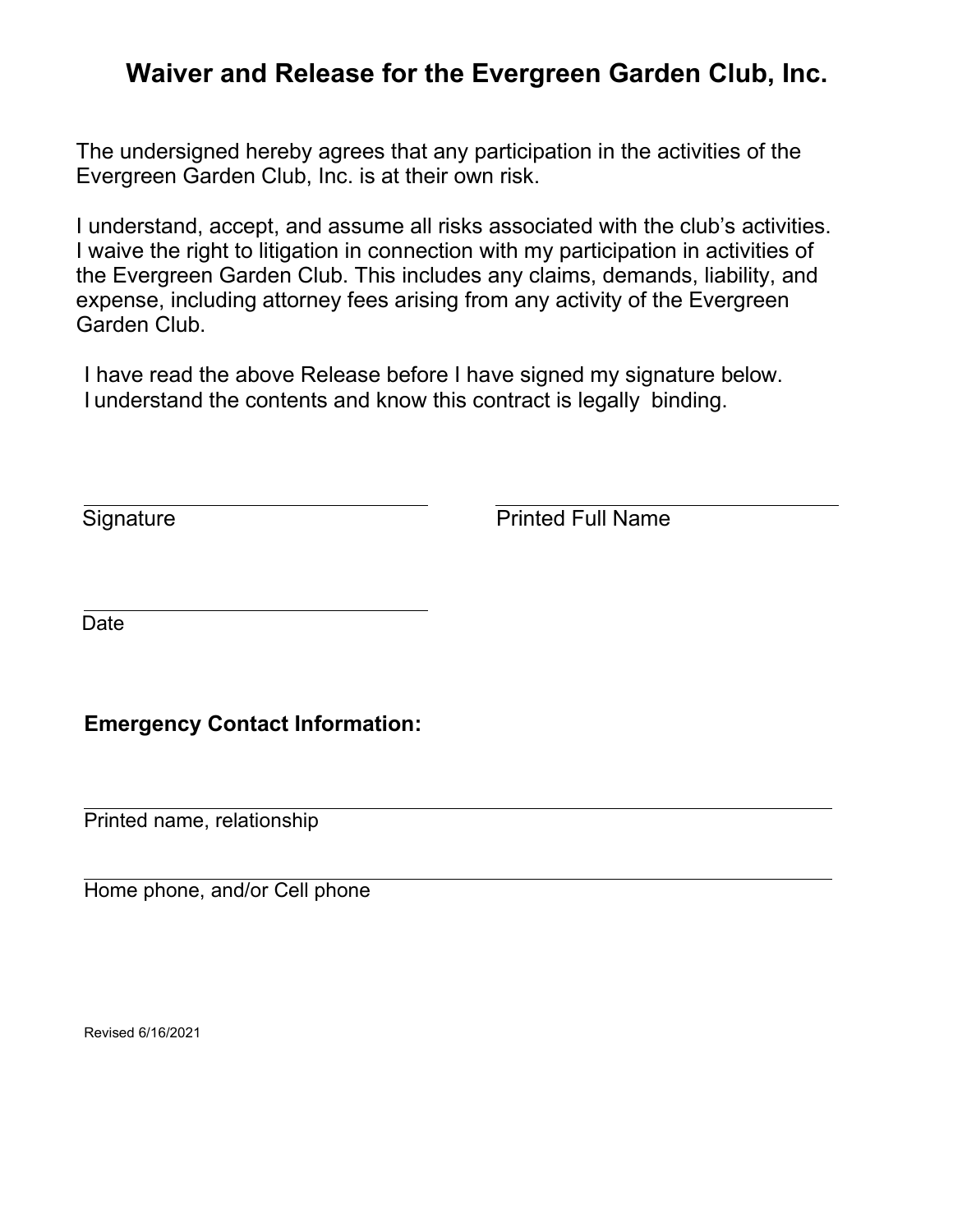# Waiver and Release for the Evergreen Garden Club, Inc.

The undersigned hereby agrees that any participation in the activities of the Evergreen Garden Club, Inc. is at their own risk.

I understand, accept, and assume all risks associated with the club's activities. I waive the right to litigation in connection with my participation in activities of the Evergreen Garden Club. This includes any claims, demands, liability, and expense, including attorney fees arising from any activity of the Evergreen Garden Club.

I have read the above Release before I have signed my signature below. I understand the contents and know this contract is legally binding.

\_\_\_\_\_\_\_\_\_\_\_\_\_\_\_\_\_\_\_\_\_\_\_\_\_\_\_\_\_\_
Signature

\_\_\_\_\_\_\_\_\_\_\_\_\_\_\_\_\_\_\_\_\_\_\_\_\_\_\_\_\_\_
Printed Full Name

\_\_\_\_\_\_\_\_\_\_\_\_\_\_\_\_\_\_\_\_\_\_\_\_\_\_\_\_\_\_
Date

**Emergency Contact Information:**

\_\_\_\_\_\_\_\_\_\_\_\_\_\_\_\_\_\_\_\_\_\_\_\_\_\_\_\_\_\_\_\_\_\_\_\_\_\_\_\_\_\_\_\_\_\_\_\_\_\_\_\_\_\_\_\_
Printed name, relationship

\_\_\_\_\_\_\_\_\_\_\_\_\_\_\_\_\_\_\_\_\_\_\_\_\_\_\_\_\_\_\_\_\_\_\_\_\_\_\_\_\_\_\_\_\_\_\_\_\_\_\_\_\_\_\_\_
Home phone, and/or Cell phone

Revised 6/16/2021